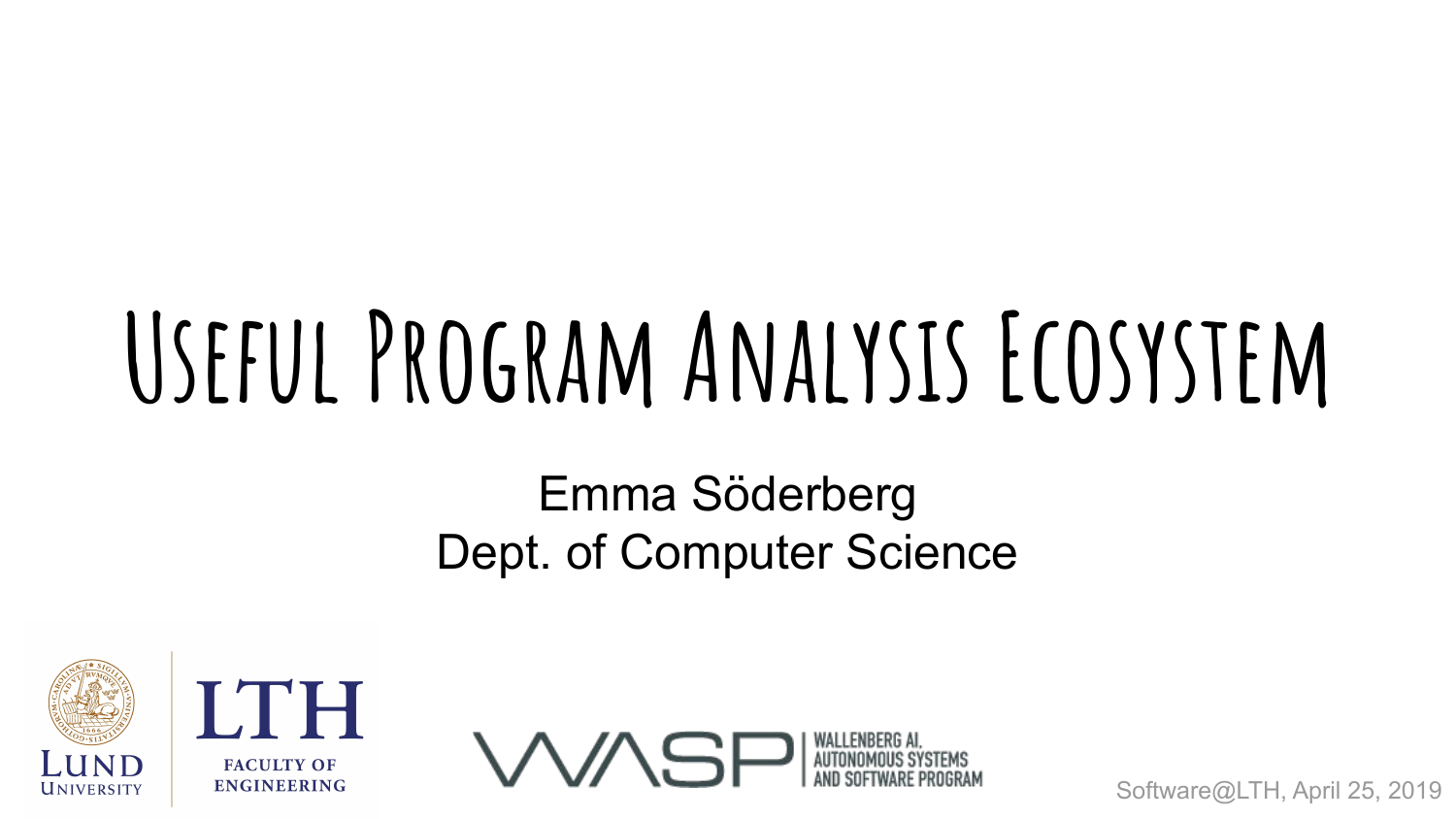# Useful Program Analysis Ecosystem

Emma Söderberg
Dept. of Computer Science

Software@LTH, April 25, 2019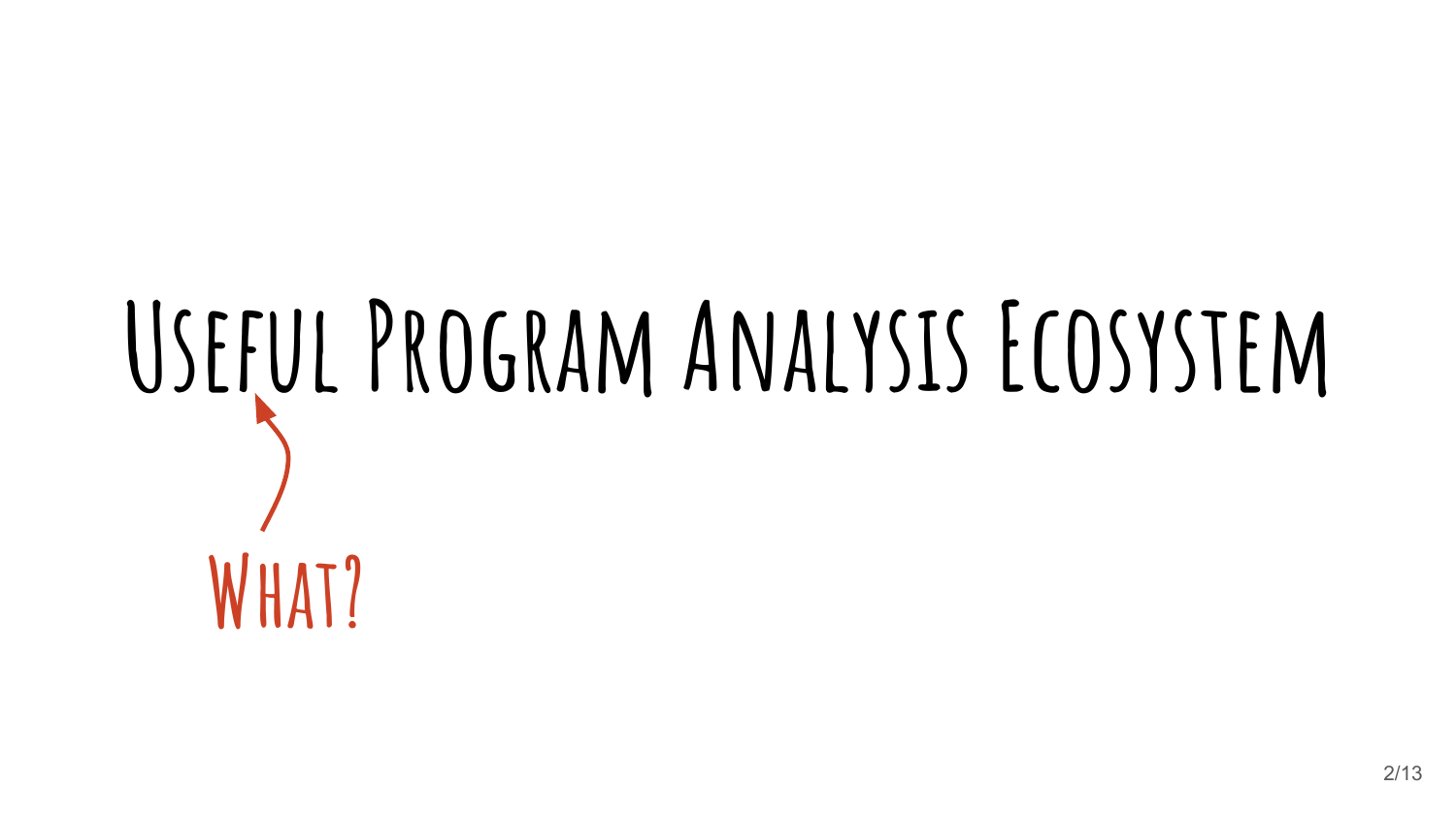# Useful Program Analysis Ecosystem

What?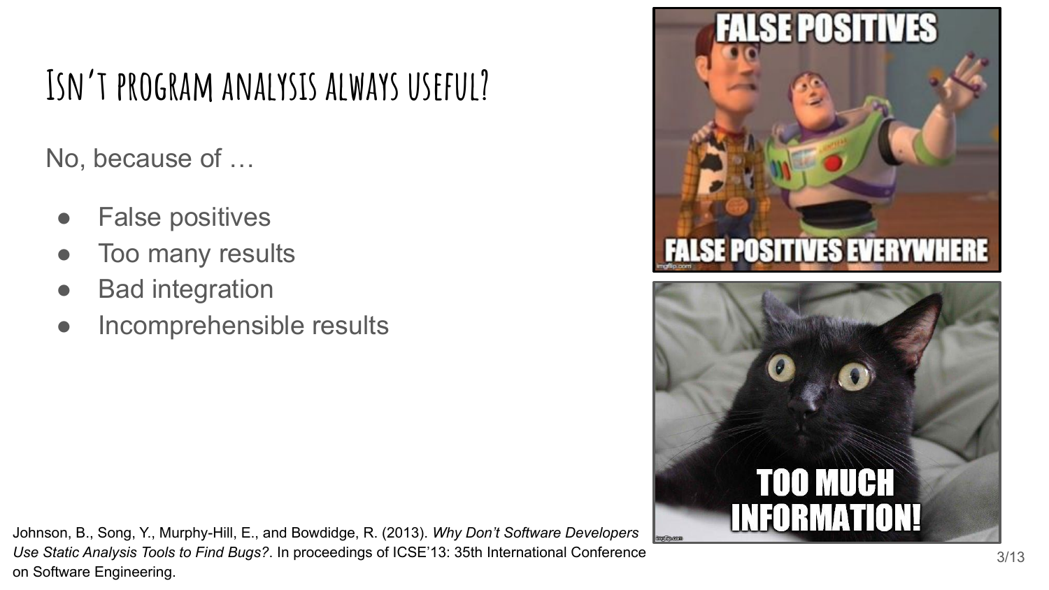# Isn't program analysis always useful?

No, because of …

- False positives
- Too many results
- Bad integration
- Incomprehensible results

Johnson, B., Song, Y., Murphy-Hill, E., and Bowdidge, R. (2013). *Why Don't Software Developers Use Static Analysis Tools to Find Bugs?*. In proceedings of ICSE'13: 35th International Conference on Software Engineering.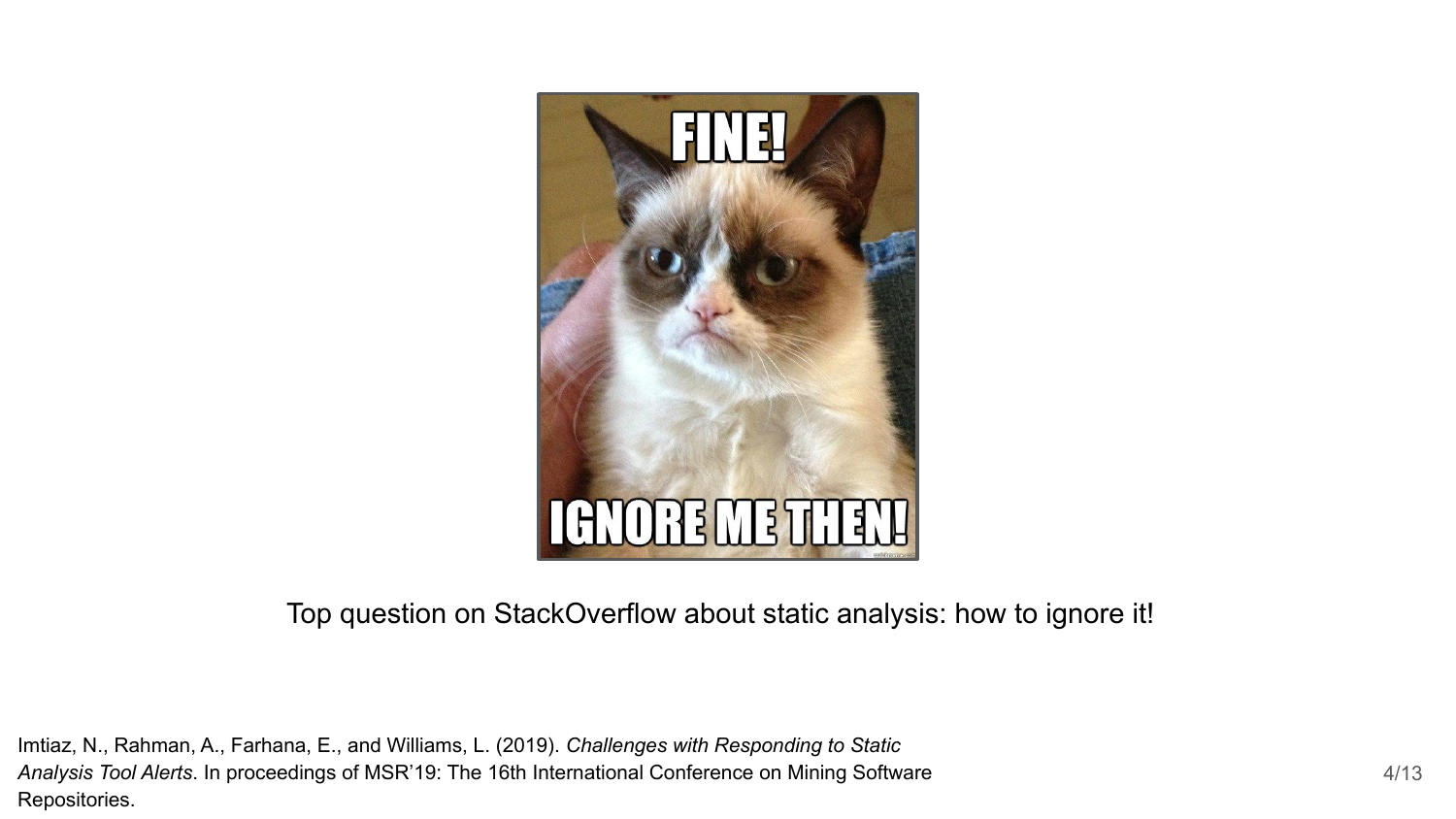Top question on StackOverflow about static analysis: how to ignore it!

Imtiaz, N., Rahman, A., Farhana, E., and Williams, L. (2019). *Challenges with Responding to Static Analysis Tool Alerts*. In proceedings of MSR'19: The 16th International Conference on Mining Software Repositories.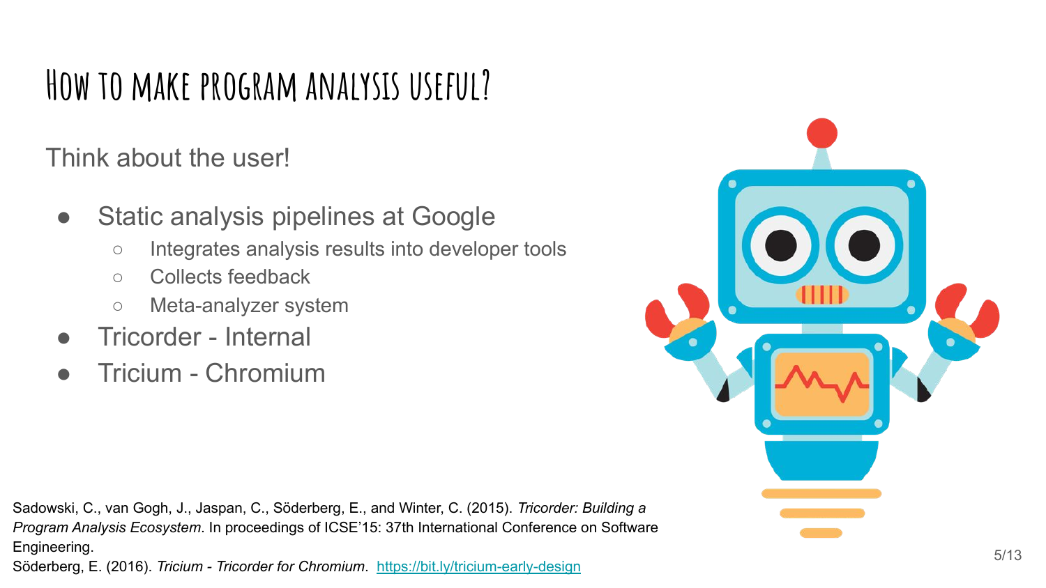# How to make program analysis useful?

Think about the user!

- Static analysis pipelines at Google
  - Integrates analysis results into developer tools
  - Collects feedback
  - Meta-analyzer system
- Tricorder - Internal
- Tricium - Chromium

Sadowski, C., van Gogh, J., Jaspan, C., Söderberg, E., and Winter, C. (2015). *Tricorder: Building a Program Analysis Ecosystem*. In proceedings of ICSE'15: 37th International Conference on Software Engineering.

Söderberg, E. (2016). *Tricium - Tricorder for Chromium*. [https://bit.ly/tricium-early-design](https://bit.ly/tricium-early-design)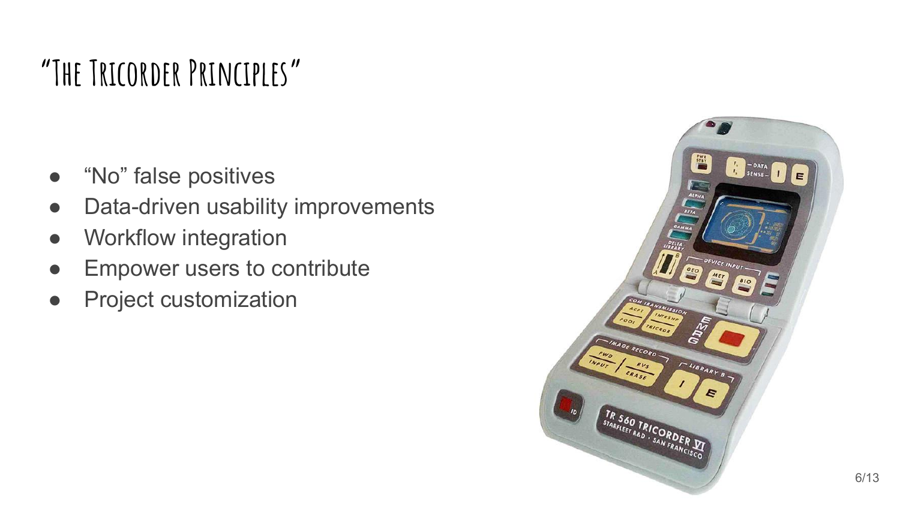# "The Tricorder Principles"

- "No" false positives
- Data-driven usability improvements
- Workflow integration
- Empower users to contribute
- Project customization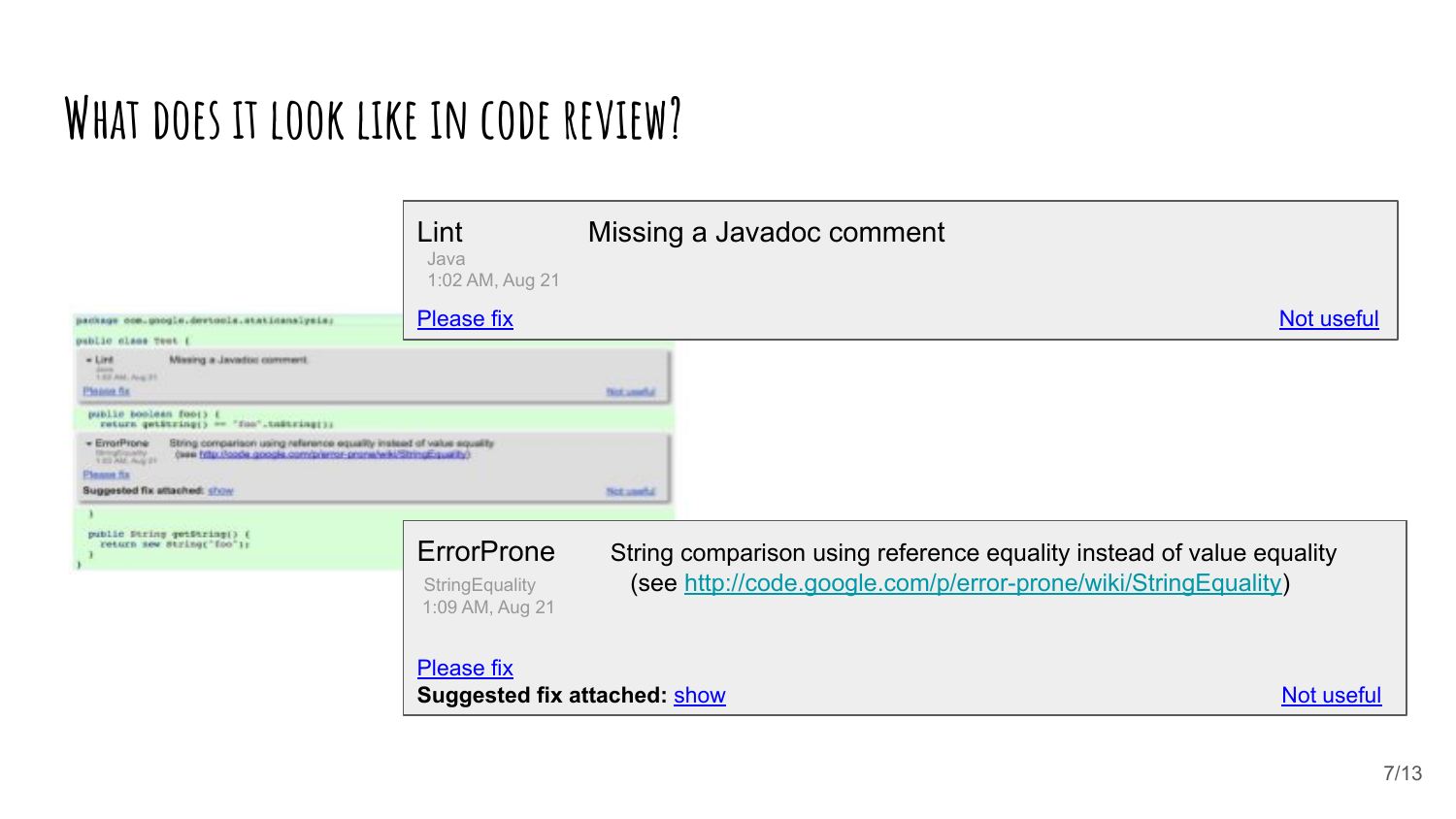# What does it look like in code review?

```
package com.google.devtools.staticanalysis;

public class Test {
```

**Lint** — Java — 1:02 AM, Aug 21

Missing a Javadoc comment

Please fix | Not useful

```
  public boolean foo() {
    return getString() == "foo".toString();
```

**ErrorProne** — StringEquality — 1:09 AM, Aug 21

String comparison using reference equality instead of value equality (see http://code.google.com/p/error-prone/wiki/StringEquality)

Please fix

**Suggested fix attached:** show

Not useful

```
  }

  public String getString() {
    return new String("foo");
  }
}
```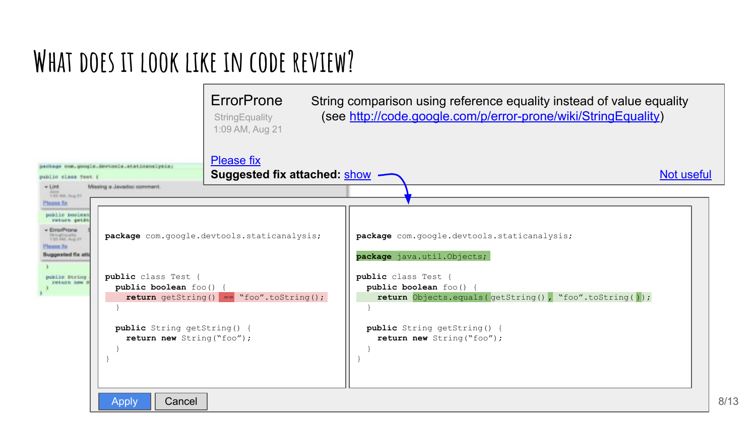# What does it look like in code review?

**ErrorProne**
StringEquality
1:09 AM, Aug 21

String comparison using reference equality instead of value equality
(see http://code.google.com/p/error-prone/wiki/StringEquality)

Please fix

**Suggested fix attached:** show

Not useful

```java
package com.google.devtools.staticanalysis;

public class Test {
  public boolean foo() {
    return getString() == "foo".toString();
  }

  public String getString() {
    return new String("foo");
  }
}
```

```java
package com.google.devtools.staticanalysis;

package java.util.Objects;

public class Test {
  public boolean foo() {
    return Objects.equals(getString(), "foo".toString());
  }

  public String getString() {
    return new String("foo");
  }
}
```

Apply  Cancel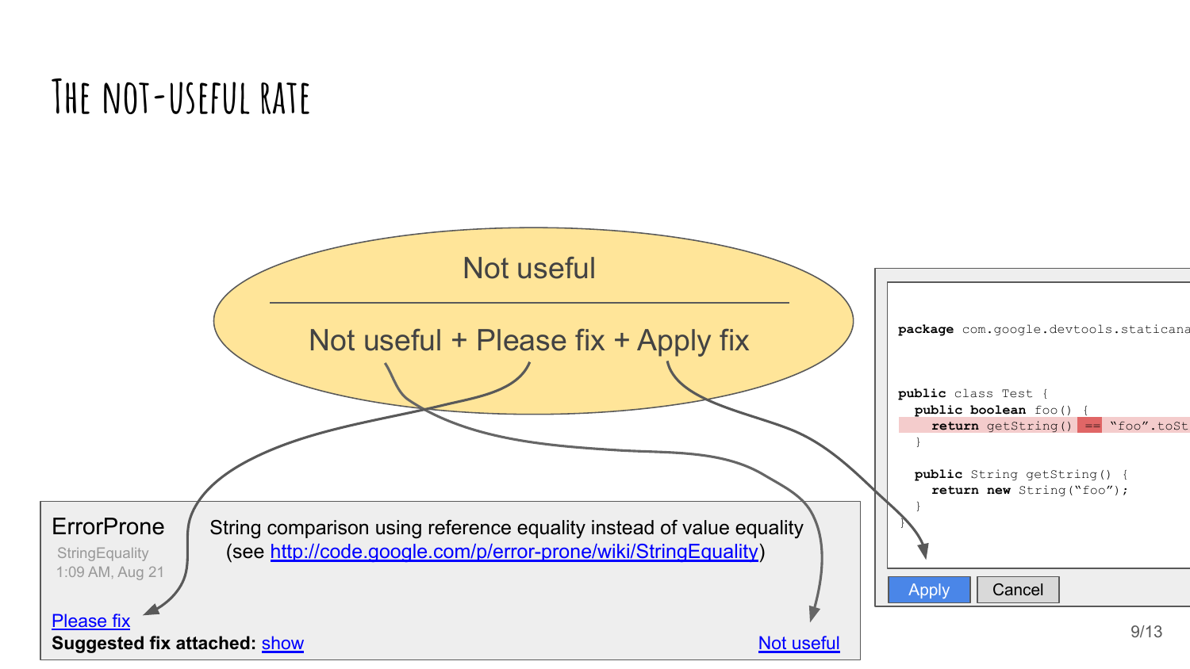# The not-useful rate

$$\frac{\text{Not useful}}{\text{Not useful + Please fix + Apply fix}}$$

**ErrorProne**

StringEquality

1:09 AM, Aug 21

String comparison using reference equality instead of value equality (see http://code.google.com/p/error-prone/wiki/StringEquality)

Please fix

**Suggested fix attached:** show

Not useful

```
package com.google.devtools.staticana

public class Test {
  public boolean foo() {
    return getString() == "foo".toSt
  }

  public String getString() {
    return new String("foo");
  }
}
```

Apply Cancel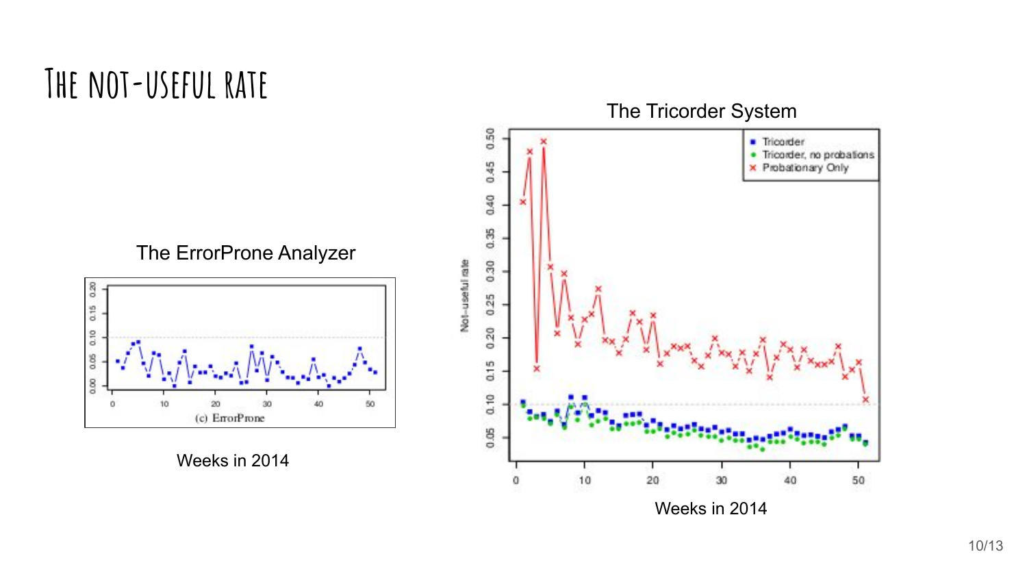# The not-useful rate

The ErrorProne Analyzer

Weeks in 2014

The Tricorder System

Weeks in 2014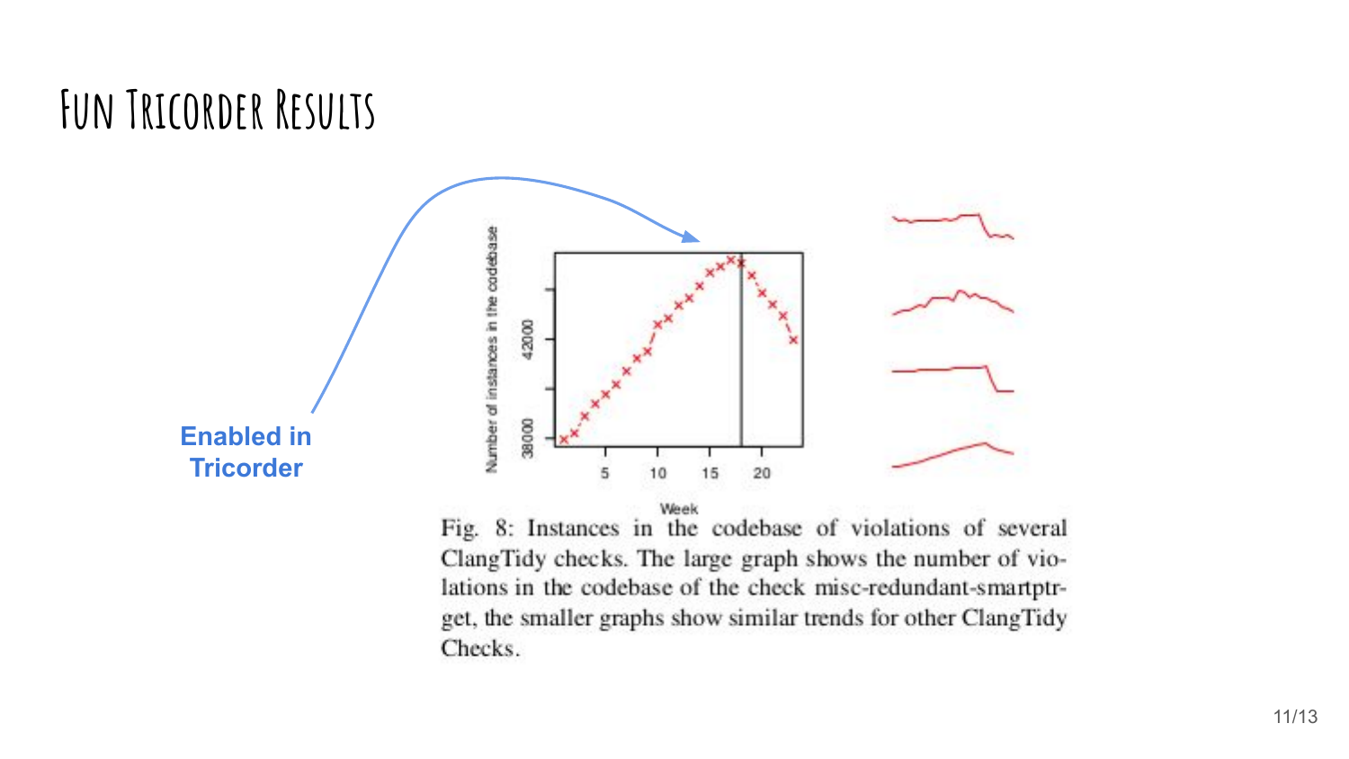# Fun Tricorder Results

**Enabled in Tricorder**

Fig. 8: Instances in the codebase of violations of several ClangTidy checks. The large graph shows the number of violations in the codebase of the check misc-redundant-smartptr-get, the smaller graphs show similar trends for other ClangTidy Checks.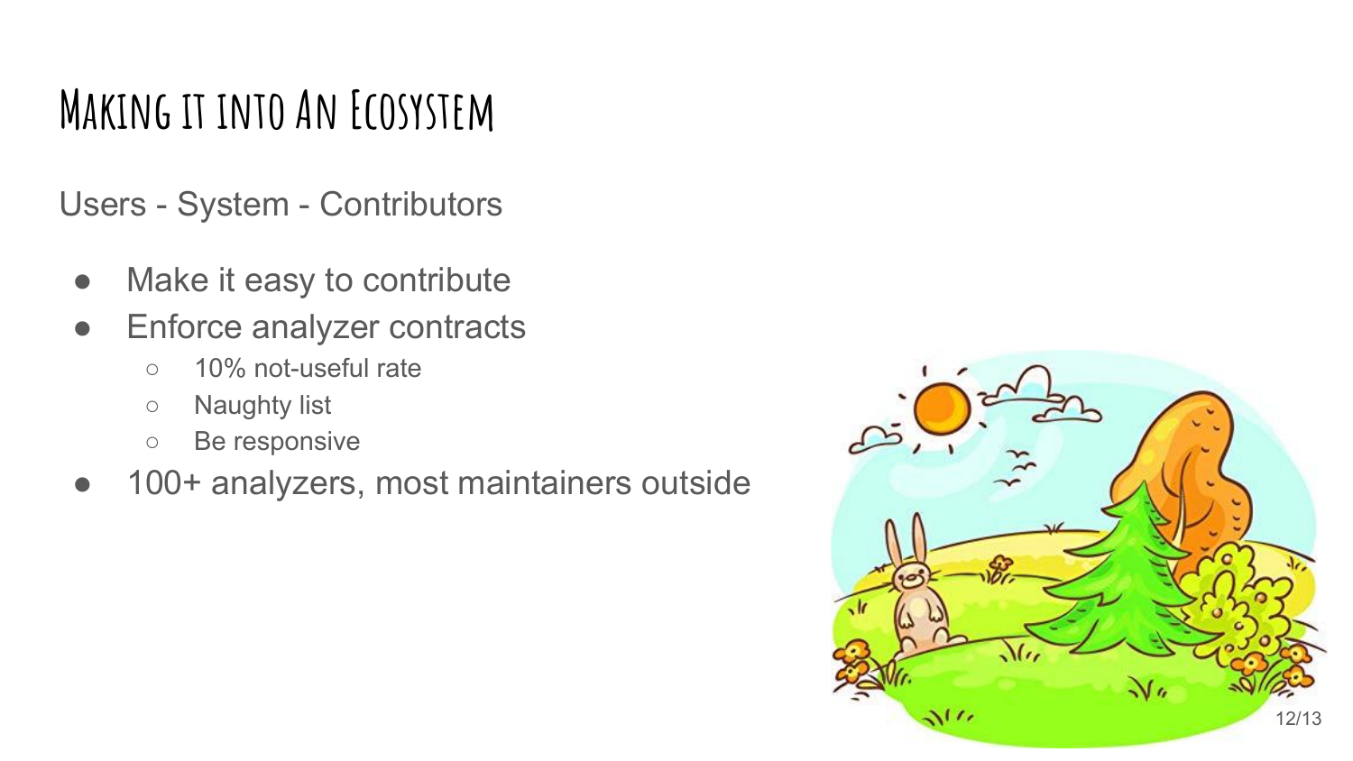# Making it into An Ecosystem

Users - System - Contributors

- Make it easy to contribute
- Enforce analyzer contracts
  - 10% not-useful rate
  - Naughty list
  - Be responsive
- 100+ analyzers, most maintainers outside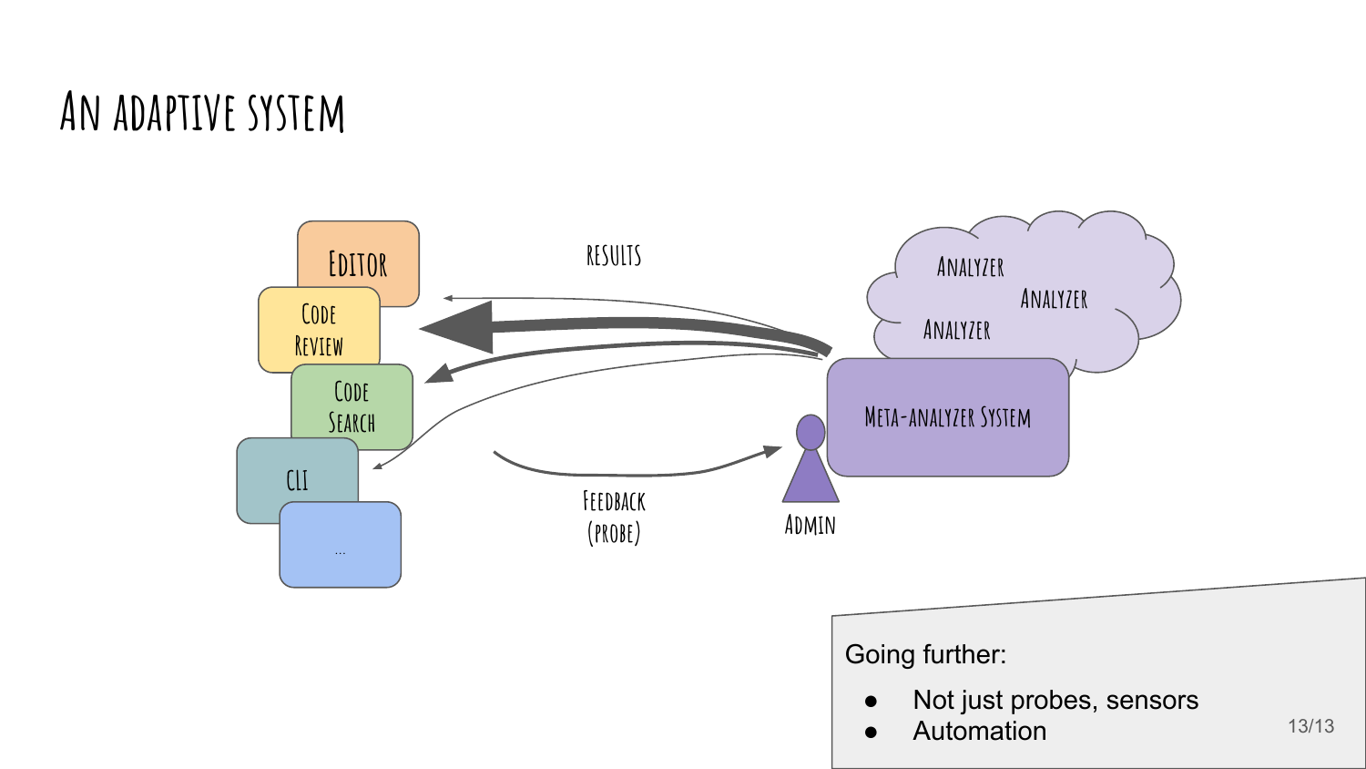# An adaptive system

Editor

Code Review

Code Search

CLI

...

Results

Feedback (probe)

Admin

Analyzer

Analyzer

Analyzer

Meta-analyzer System

Going further:

- Not just probes, sensors
- Automation